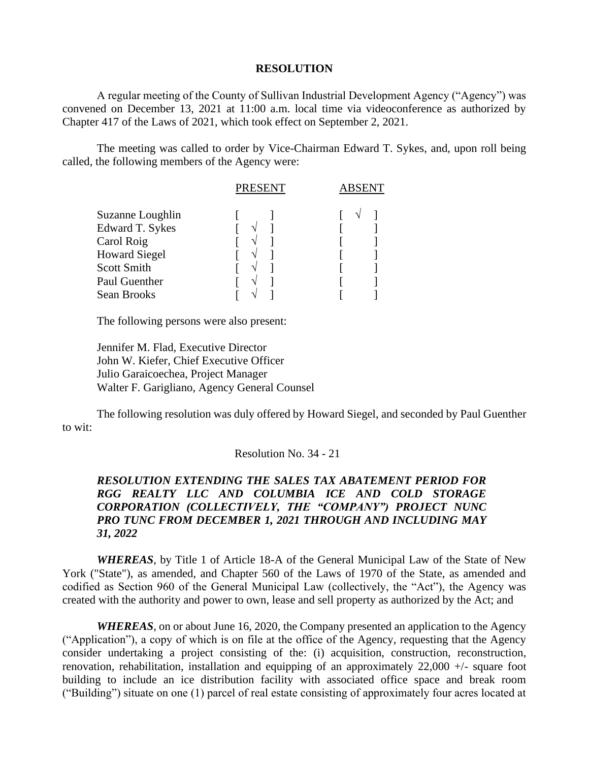## RESOLUTION

A regular meeting of the County of Sullivan Industrial Development Agency ("Agency") was convened on December 13, 2021 at 11:00 a.m. local time via videoconference as authorized by Chapter 417 of the Laws of 2021, which took effect on September 2, 2021.

The meeting was called to order by Vice-Chairman Edward T. Sykes, and, upon roll being called, the following members of the Agency were:

| | PRESENT | ABSENT |
|---|---|---|
| Suzanne Loughlin | [ ] | [ √ ] |
| Edward T. Sykes | [ √ ] | [ ] |
| Carol Roig | [ √ ] | [ ] |
| Howard Siegel | [ √ ] | [ ] |
| Scott Smith | [ √ ] | [ ] |
| Paul Guenther | [ √ ] | [ ] |
| Sean Brooks | [ √ ] | [ ] |

The following persons were also present:

Jennifer M. Flad, Executive Director
John W. Kiefer, Chief Executive Officer
Julio Garaicoechea, Project Manager
Walter F. Garigliano, Agency General Counsel

The following resolution was duly offered by Howard Siegel, and seconded by Paul Guenther to wit:

Resolution No. 34 - 21

***RESOLUTION EXTENDING THE SALES TAX ABATEMENT PERIOD FOR RGG REALTY LLC AND COLUMBIA ICE AND COLD STORAGE CORPORATION (COLLECTIVELY, THE "COMPANY") PROJECT NUNC PRO TUNC FROM DECEMBER 1, 2021 THROUGH AND INCLUDING MAY 31, 2022***

***WHEREAS***, by Title 1 of Article 18-A of the General Municipal Law of the State of New York ("State"), as amended, and Chapter 560 of the Laws of 1970 of the State, as amended and codified as Section 960 of the General Municipal Law (collectively, the "Act"), the Agency was created with the authority and power to own, lease and sell property as authorized by the Act; and

***WHEREAS***, on or about June 16, 2020, the Company presented an application to the Agency ("Application"), a copy of which is on file at the office of the Agency, requesting that the Agency consider undertaking a project consisting of the: (i) acquisition, construction, reconstruction, renovation, rehabilitation, installation and equipping of an approximately 22,000 +/- square foot building to include an ice distribution facility with associated office space and break room ("Building") situate on one (1) parcel of real estate consisting of approximately four acres located at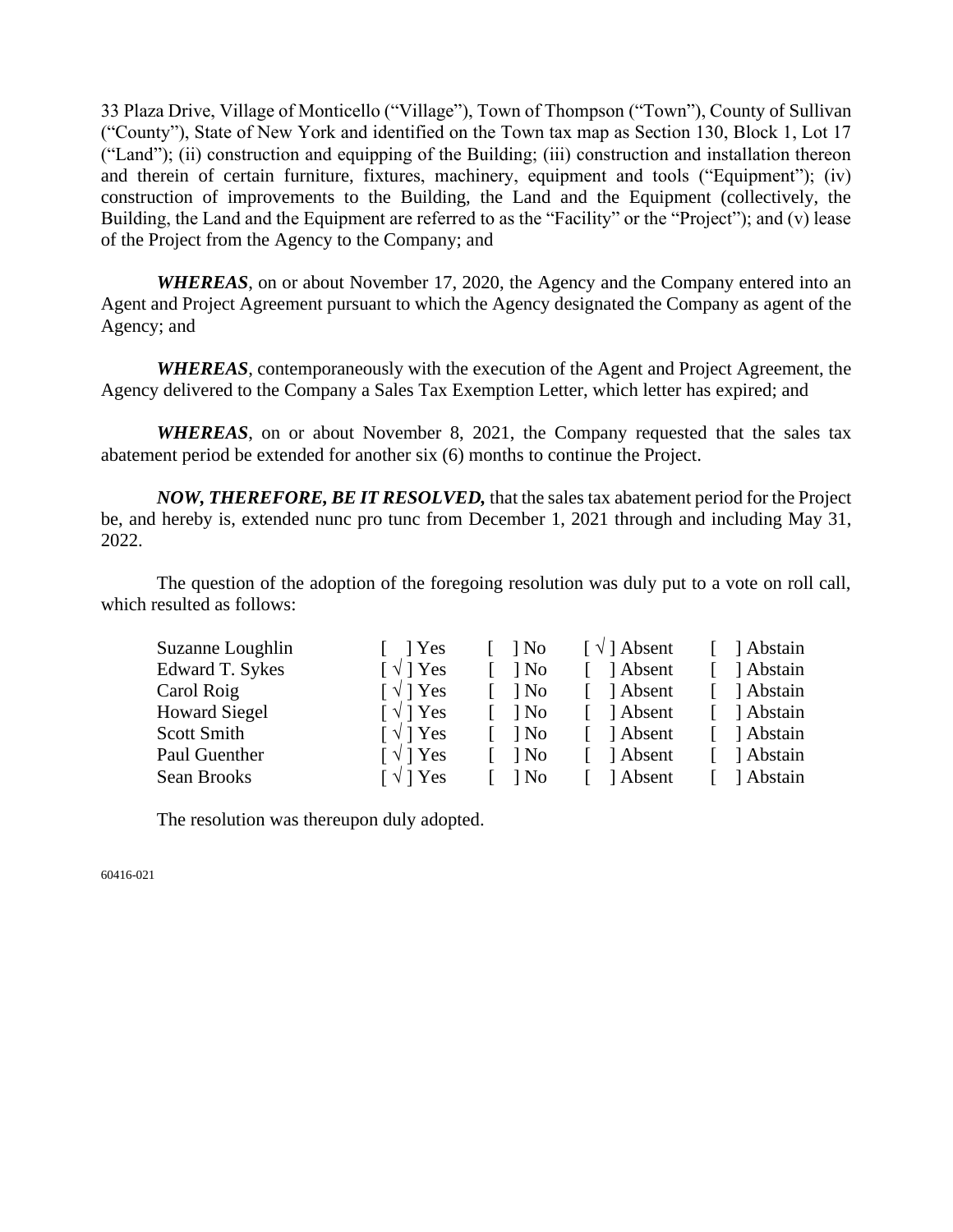33 Plaza Drive, Village of Monticello ("Village"), Town of Thompson ("Town"), County of Sullivan ("County"), State of New York and identified on the Town tax map as Section 130, Block 1, Lot 17 ("Land"); (ii) construction and equipping of the Building; (iii) construction and installation thereon and therein of certain furniture, fixtures, machinery, equipment and tools ("Equipment"); (iv) construction of improvements to the Building, the Land and the Equipment (collectively, the Building, the Land and the Equipment are referred to as the "Facility" or the "Project"); and (v) lease of the Project from the Agency to the Company; and

***WHEREAS***, on or about November 17, 2020, the Agency and the Company entered into an Agent and Project Agreement pursuant to which the Agency designated the Company as agent of the Agency; and

***WHEREAS***, contemporaneously with the execution of the Agent and Project Agreement, the Agency delivered to the Company a Sales Tax Exemption Letter, which letter has expired; and

***WHEREAS***, on or about November 8, 2021, the Company requested that the sales tax abatement period be extended for another six (6) months to continue the Project.

***NOW, THEREFORE, BE IT RESOLVED,*** that the sales tax abatement period for the Project be, and hereby is, extended nunc pro tunc from December 1, 2021 through and including May 31, 2022.

The question of the adoption of the foregoing resolution was duly put to a vote on roll call, which resulted as follows:

| | | | | |
|---|---|---|---|---|
| Suzanne Loughlin | [ ] Yes | [ ] No | [ √ ] Absent | [ ] Abstain |
| Edward T. Sykes | [ √ ] Yes | [ ] No | [ ] Absent | [ ] Abstain |
| Carol Roig | [ √ ] Yes | [ ] No | [ ] Absent | [ ] Abstain |
| Howard Siegel | [ √ ] Yes | [ ] No | [ ] Absent | [ ] Abstain |
| Scott Smith | [ √ ] Yes | [ ] No | [ ] Absent | [ ] Abstain |
| Paul Guenther | [ √ ] Yes | [ ] No | [ ] Absent | [ ] Abstain |
| Sean Brooks | [ √ ] Yes | [ ] No | [ ] Absent | [ ] Abstain |

The resolution was thereupon duly adopted.

60416-021